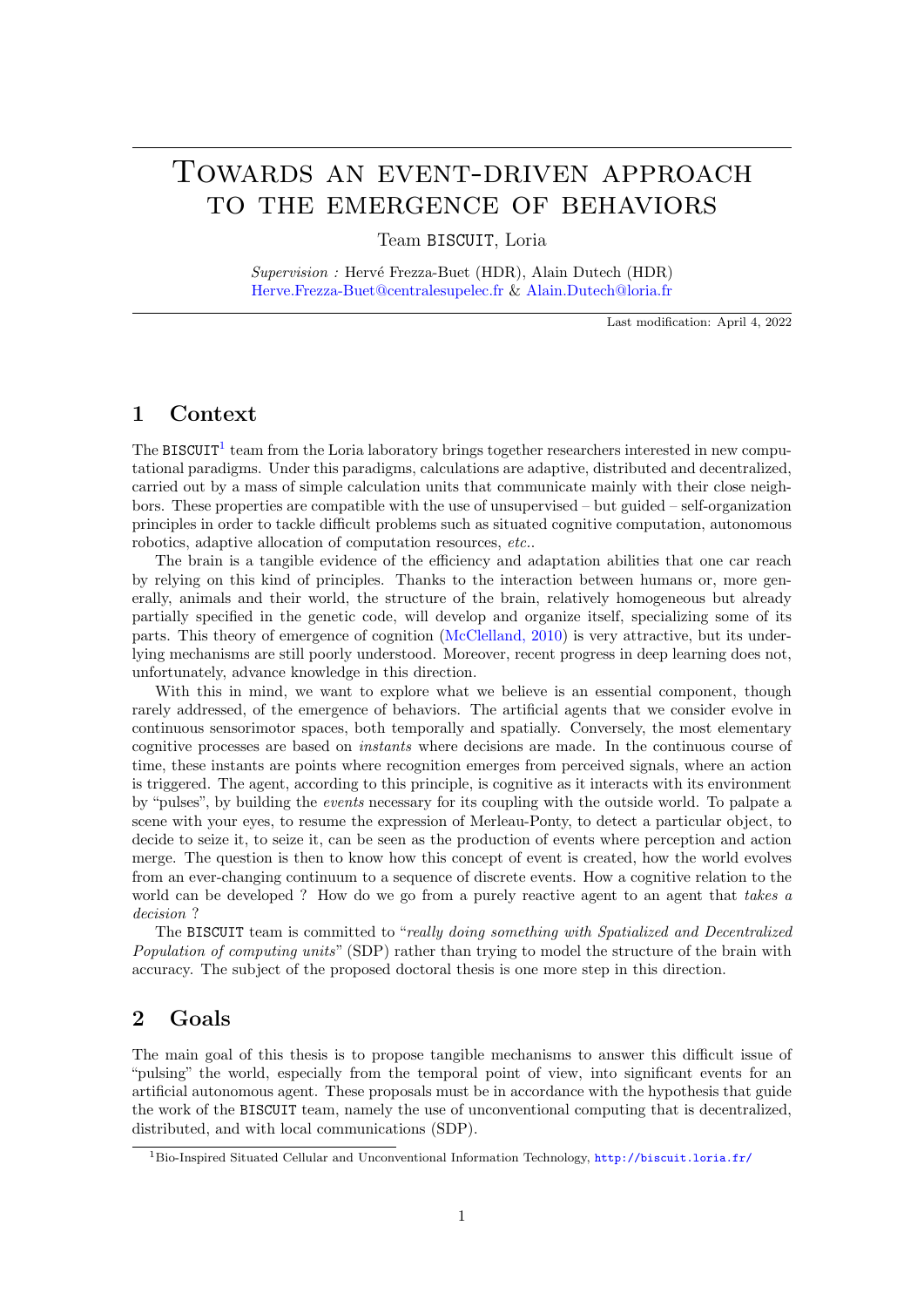# Towards an event-driven approach to the emergence of behaviors

Team BISCUIT, Loria

*Supervision :* Hervé Frezza-Buet (HDR), Alain Dutech (HDR)
Herve.Frezza-Buet@centralesupelec.fr & Alain.Dutech@loria.fr

Last modification: April 4, 2022

## 1 Context

The BISCUIT[1] team from the Loria laboratory brings together researchers interested in new computational paradigms. Under this paradigms, calculations are adaptive, distributed and decentralized, carried out by a mass of simple calculation units that communicate mainly with their close neighbors. These properties are compatible with the use of unsupervised – but guided – self-organization principles in order to tackle difficult problems such as situated cognitive computation, autonomous robotics, adaptive allocation of computation resources, *etc.*.

The brain is a tangible evidence of the efficiency and adaptation abilities that one car reach by relying on this kind of principles. Thanks to the interaction between humans or, more generally, animals and their world, the structure of the brain, relatively homogeneous but already partially specified in the genetic code, will develop and organize itself, specializing some of its parts. This theory of emergence of cognition (McClelland, 2010) is very attractive, but its underlying mechanisms are still poorly understood. Moreover, recent progress in deep learning does not, unfortunately, advance knowledge in this direction.

With this in mind, we want to explore what we believe is an essential component, though rarely addressed, of the emergence of behaviors. The artificial agents that we consider evolve in continuous sensorimotor spaces, both temporally and spatially. Conversely, the most elementary cognitive processes are based on *instants* where decisions are made. In the continuous course of time, these instants are points where recognition emerges from perceived signals, where an action is triggered. The agent, according to this principle, is cognitive as it interacts with its environment by "pulses", by building the *events* necessary for its coupling with the outside world. To palpate a scene with your eyes, to resume the expression of Merleau-Ponty, to detect a particular object, to decide to seize it, to seize it, can be seen as the production of events where perception and action merge. The question is then to know how this concept of event is created, how the world evolves from an ever-changing continuum to a sequence of discrete events. How a cognitive relation to the world can be developed ? How do we go from a purely reactive agent to an agent that *takes a decision* ?

The BISCUIT team is committed to "*really doing something with Spatialized and Decentralized Population of computing units*" (SDP) rather than trying to model the structure of the brain with accuracy. The subject of the proposed doctoral thesis is one more step in this direction.

## 2 Goals

The main goal of this thesis is to propose tangible mechanisms to answer this difficult issue of "pulsing" the world, especially from the temporal point of view, into significant events for an artificial autonomous agent. These proposals must be in accordance with the hypothesis that guide the work of the BISCUIT team, namely the use of unconventional computing that is decentralized, distributed, and with local communications (SDP).

[1] Bio-Inspired Situated Cellular and Unconventional Information Technology, http://biscuit.loria.fr/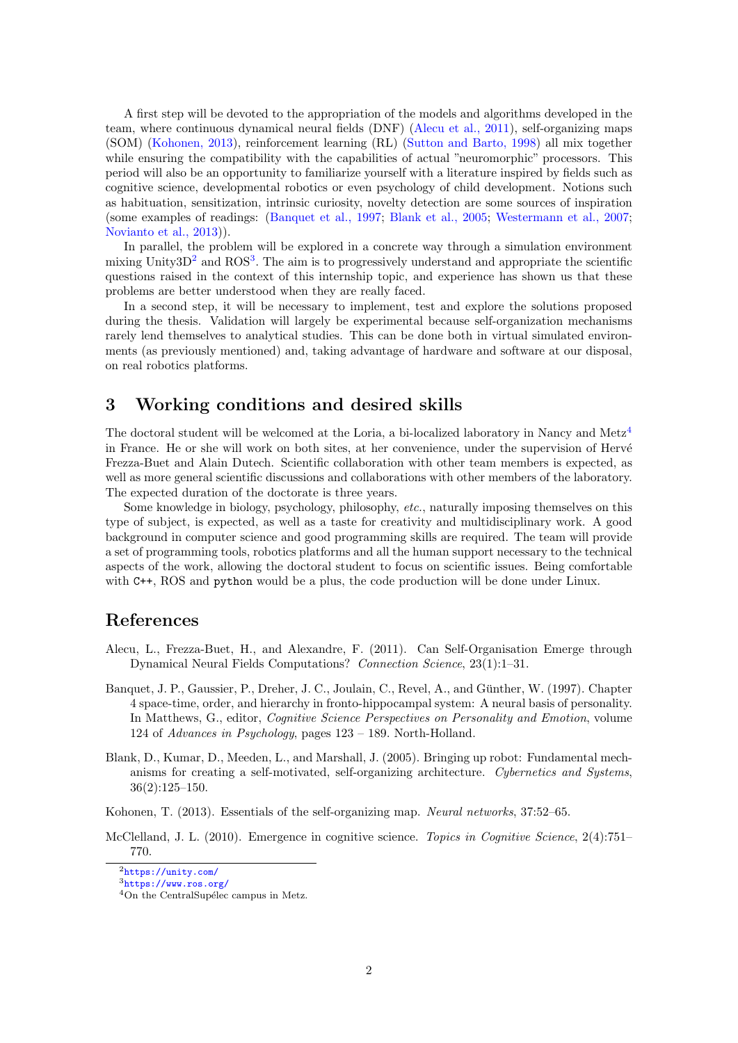A first step will be devoted to the appropriation of the models and algorithms developed in the team, where continuous dynamical neural fields (DNF) (Alecu et al., 2011), self-organizing maps (SOM) (Kohonen, 2013), reinforcement learning (RL) (Sutton and Barto, 1998) all mix together while ensuring the compatibility with the capabilities of actual "neuromorphic" processors. This period will also be an opportunity to familiarize yourself with a literature inspired by fields such as cognitive science, developmental robotics or even psychology of child development. Notions such as habituation, sensitization, intrinsic curiosity, novelty detection are some sources of inspiration (some examples of readings: (Banquet et al., 1997; Blank et al., 2005; Westermann et al., 2007; Novianto et al., 2013)).

In parallel, the problem will be explored in a concrete way through a simulation environment mixing Unity3D[2] and ROS[3]. The aim is to progressively understand and appropriate the scientific questions raised in the context of this internship topic, and experience has shown us that these problems are better understood when they are really faced.

In a second step, it will be necessary to implement, test and explore the solutions proposed during the thesis. Validation will largely be experimental because self-organization mechanisms rarely lend themselves to analytical studies. This can be done both in virtual simulated environments (as previously mentioned) and, taking advantage of hardware and software at our disposal, on real robotics platforms.

## 3 Working conditions and desired skills

The doctoral student will be welcomed at the Loria, a bi-localized laboratory in Nancy and Metz[4] in France. He or she will work on both sites, at her convenience, under the supervision of Hervé Frezza-Buet and Alain Dutech. Scientific collaboration with other team members is expected, as well as more general scientific discussions and collaborations with other members of the laboratory. The expected duration of the doctorate is three years.

Some knowledge in biology, psychology, philosophy, *etc.*, naturally imposing themselves on this type of subject, is expected, as well as a taste for creativity and multidisciplinary work. A good background in computer science and good programming skills are required. The team will provide a set of programming tools, robotics platforms and all the human support necessary to the technical aspects of the work, allowing the doctoral student to focus on scientific issues. Being comfortable with `C++`, ROS and `python` would be a plus, the code production will be done under Linux.

## References

Alecu, L., Frezza-Buet, H., and Alexandre, F. (2011). Can Self-Organisation Emerge through Dynamical Neural Fields Computations? *Connection Science*, 23(1):1–31.

Banquet, J. P., Gaussier, P., Dreher, J. C., Joulain, C., Revel, A., and Günther, W. (1997). Chapter 4 space-time, order, and hierarchy in fronto-hippocampal system: A neural basis of personality. In Matthews, G., editor, *Cognitive Science Perspectives on Personality and Emotion*, volume 124 of *Advances in Psychology*, pages 123 – 189. North-Holland.

Blank, D., Kumar, D., Meeden, L., and Marshall, J. (2005). Bringing up robot: Fundamental mechanisms for creating a self-motivated, self-organizing architecture. *Cybernetics and Systems*, 36(2):125–150.

Kohonen, T. (2013). Essentials of the self-organizing map. *Neural networks*, 37:52–65.

McClelland, J. L. (2010). Emergence in cognitive science. *Topics in Cognitive Science*, 2(4):751–770.

[2] https://unity.com/

[3] https://www.ros.org/

[4] On the CentralSupélec campus in Metz.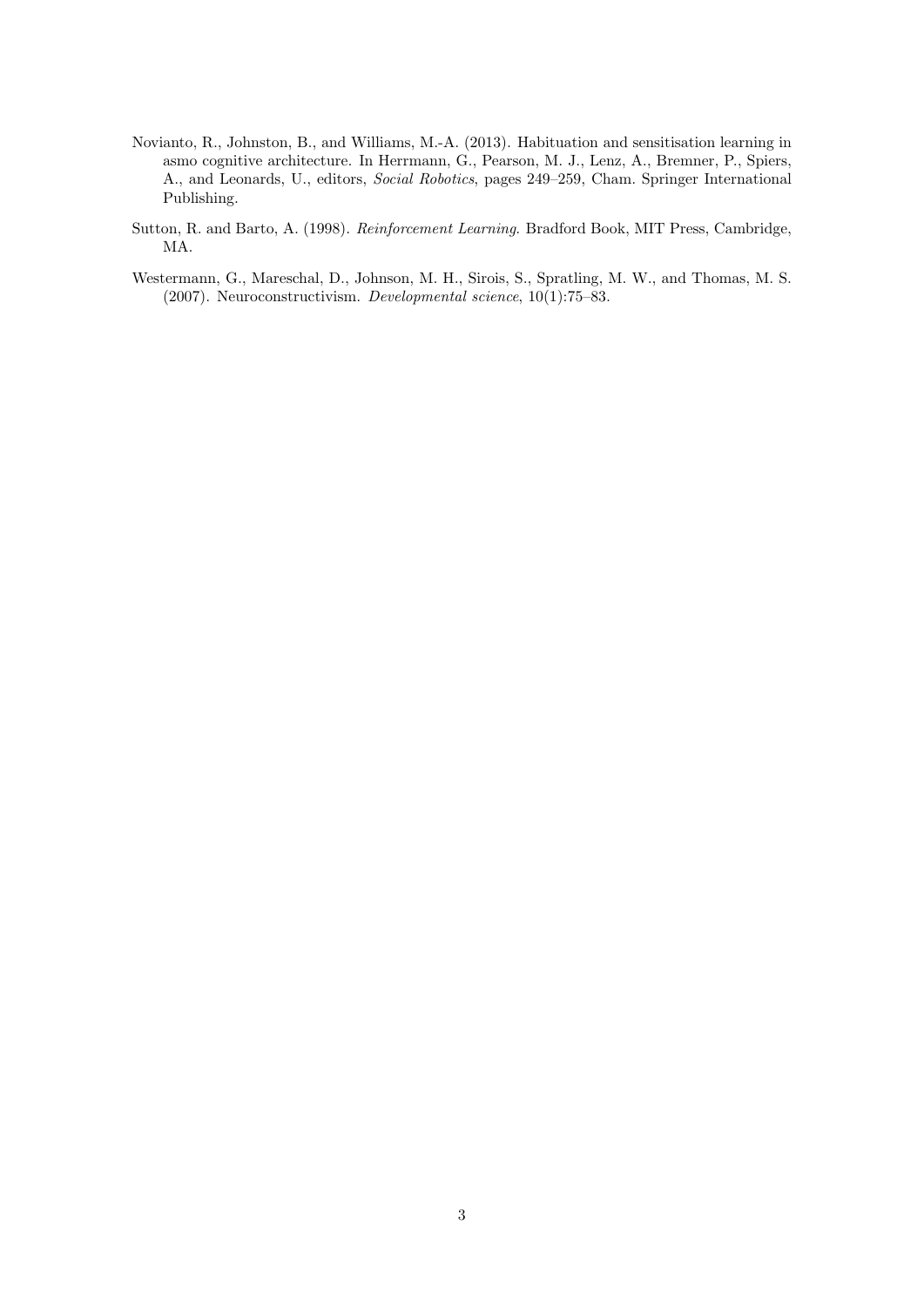Novianto, R., Johnston, B., and Williams, M.-A. (2013). Habituation and sensitisation learning in asmo cognitive architecture. In Herrmann, G., Pearson, M. J., Lenz, A., Bremner, P., Spiers, A., and Leonards, U., editors, *Social Robotics*, pages 249–259, Cham. Springer International Publishing.

Sutton, R. and Barto, A. (1998). *Reinforcement Learning*. Bradford Book, MIT Press, Cambridge, MA.

Westermann, G., Mareschal, D., Johnson, M. H., Sirois, S., Spratling, M. W., and Thomas, M. S. (2007). Neuroconstructivism. *Developmental science*, 10(1):75–83.